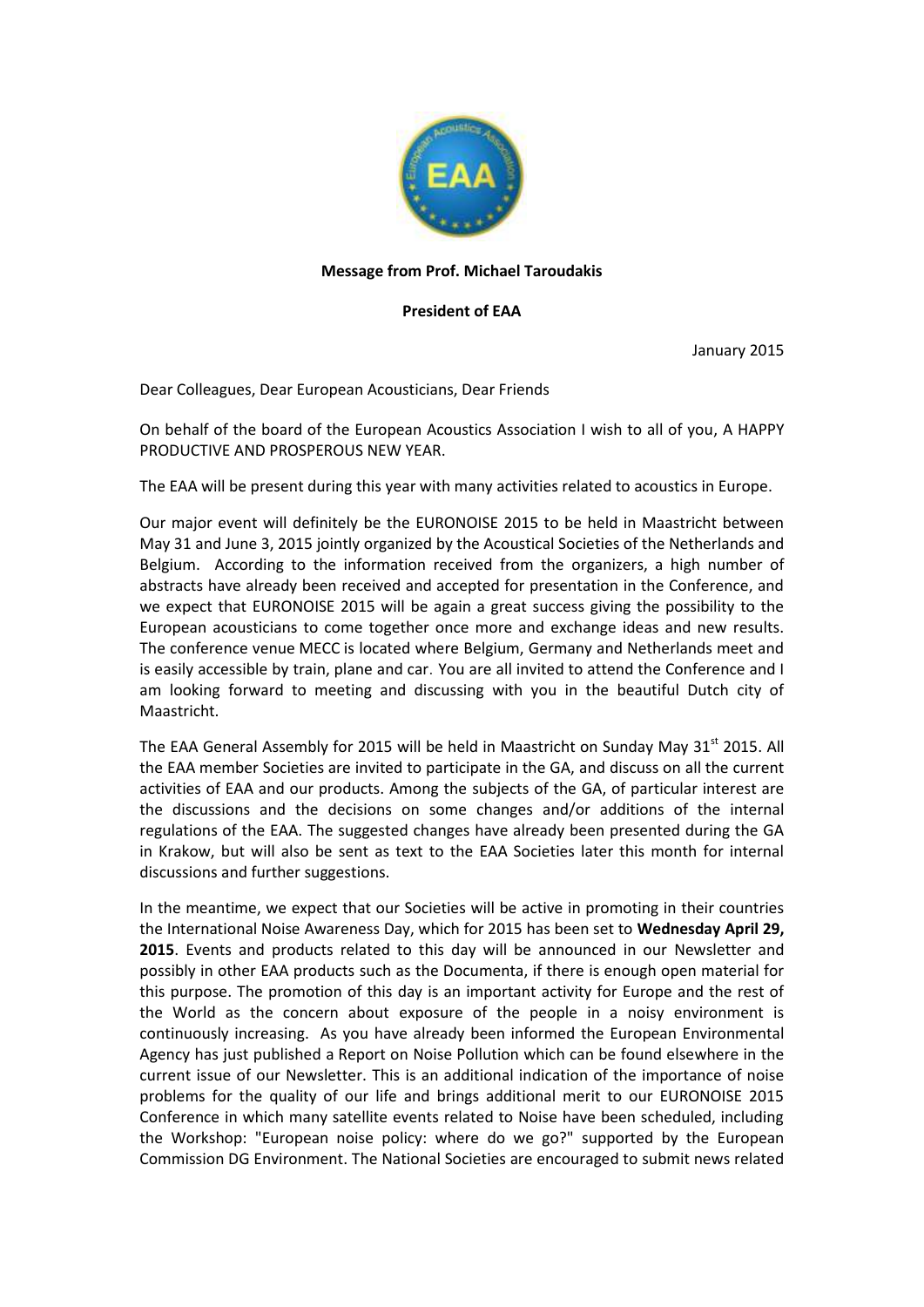**Message from Prof. Michael Taroudakis**

**President of EAA**

January 2015

Dear Colleagues, Dear European Acousticians, Dear Friends

On behalf of the board of the European Acoustics Association I wish to all of you, A HAPPY PRODUCTIVE AND PROSPEROUS NEW YEAR.

The EAA will be present during this year with many activities related to acoustics in Europe.

Our major event will definitely be the EURONOISE 2015 to be held in Maastricht between May 31 and June 3, 2015 jointly organized by the Acoustical Societies of the Netherlands and Belgium. According to the information received from the organizers, a high number of abstracts have already been received and accepted for presentation in the Conference, and we expect that EURONOISE 2015 will be again a great success giving the possibility to the European acousticians to come together once more and exchange ideas and new results. The conference venue MECC is located where Belgium, Germany and Netherlands meet and is easily accessible by train, plane and car. You are all invited to attend the Conference and I am looking forward to meeting and discussing with you in the beautiful Dutch city of Maastricht.

The EAA General Assembly for 2015 will be held in Maastricht on Sunday May 31st 2015. All the EAA member Societies are invited to participate in the GA, and discuss on all the current activities of EAA and our products. Among the subjects of the GA, of particular interest are the discussions and the decisions on some changes and/or additions of the internal regulations of the EAA. The suggested changes have already been presented during the GA in Krakow, but will also be sent as text to the EAA Societies later this month for internal discussions and further suggestions.

In the meantime, we expect that our Societies will be active in promoting in their countries the International Noise Awareness Day, which for 2015 has been set to **Wednesday April 29, 2015**. Events and products related to this day will be announced in our Newsletter and possibly in other EAA products such as the Documenta, if there is enough open material for this purpose. The promotion of this day is an important activity for Europe and the rest of the World as the concern about exposure of the people in a noisy environment is continuously increasing. As you have already been informed the European Environmental Agency has just published a Report on Noise Pollution which can be found elsewhere in the current issue of our Newsletter. This is an additional indication of the importance of noise problems for the quality of our life and brings additional merit to our EURONOISE 2015 Conference in which many satellite events related to Noise have been scheduled, including the Workshop: "European noise policy: where do we go?" supported by the European Commission DG Environment. The National Societies are encouraged to submit news related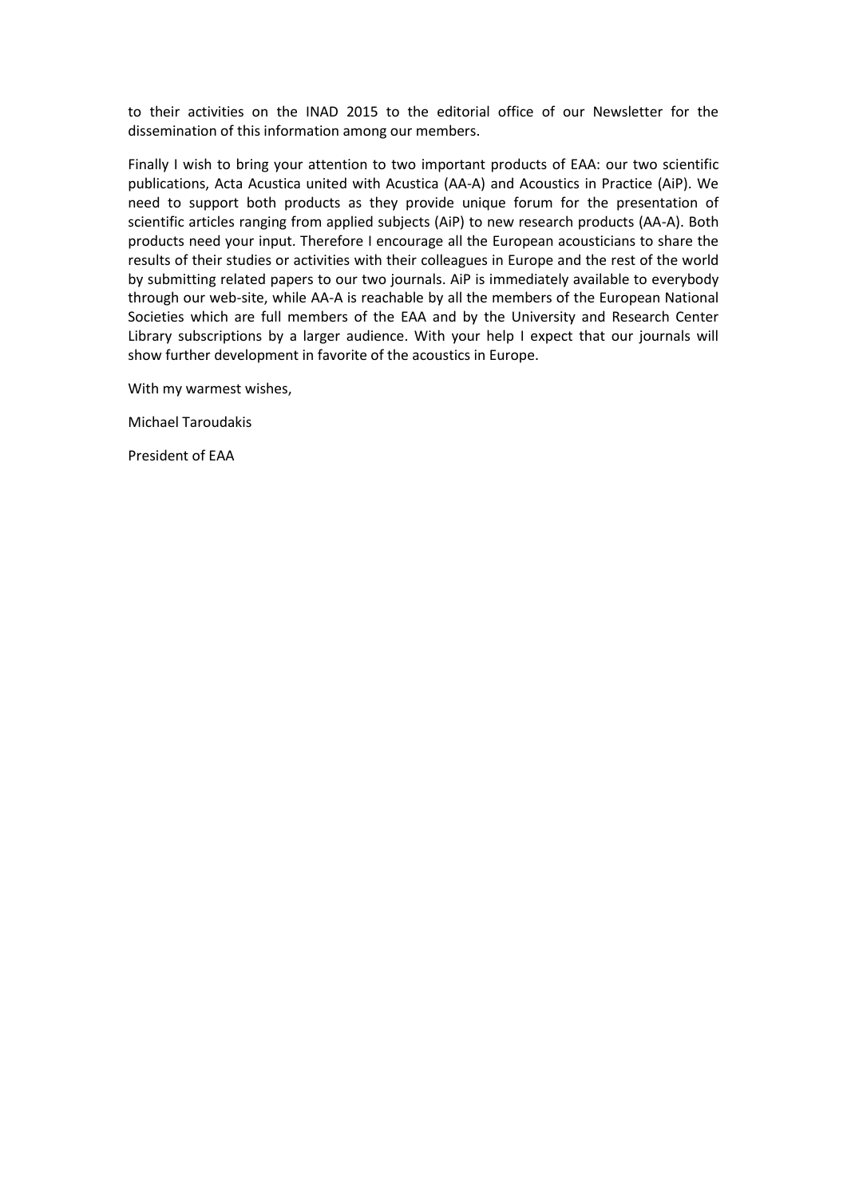to their activities on the INAD 2015 to the editorial office of our Newsletter for the dissemination of this information among our members.

Finally I wish to bring your attention to two important products of EAA: our two scientific publications, Acta Acustica united with Acustica (AA-A) and Acoustics in Practice (AiP). We need to support both products as they provide unique forum for the presentation of scientific articles ranging from applied subjects (AiP) to new research products (AA-A). Both products need your input. Therefore I encourage all the European acousticians to share the results of their studies or activities with their colleagues in Europe and the rest of the world by submitting related papers to our two journals. AiP is immediately available to everybody through our web-site, while AA-A is reachable by all the members of the European National Societies which are full members of the EAA and by the University and Research Center Library subscriptions by a larger audience. With your help I expect that our journals will show further development in favorite of the acoustics in Europe.

With my warmest wishes,

Michael Taroudakis

President of EAA